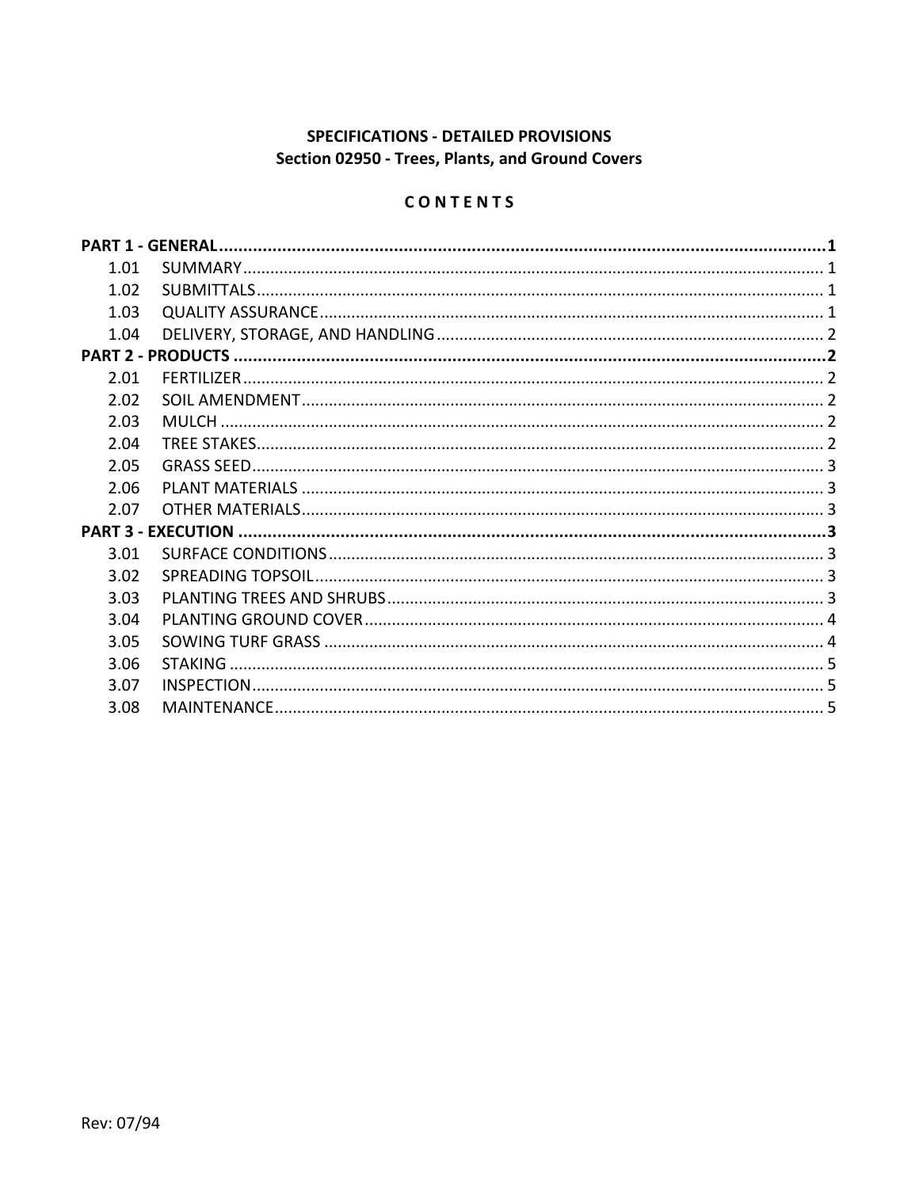**SPECIFICATIONS - DETAILED PROVISIONS**
**Section 02950 - Trees, Plants, and Ground Covers**

**C O N T E N T S**

**PART 1 - GENERAL** ........................................................ **1**

- 1.01 SUMMARY ........................................................ 1
- 1.02 SUBMITTALS ........................................................ 1
- 1.03 QUALITY ASSURANCE ........................................................ 1
- 1.04 DELIVERY, STORAGE, AND HANDLING ........................................................ 2

**PART 2 - PRODUCTS** ........................................................ **2**

- 2.01 FERTILIZER ........................................................ 2
- 2.02 SOIL AMENDMENT ........................................................ 2
- 2.03 MULCH ........................................................ 2
- 2.04 TREE STAKES ........................................................ 2
- 2.05 GRASS SEED ........................................................ 3
- 2.06 PLANT MATERIALS ........................................................ 3
- 2.07 OTHER MATERIALS ........................................................ 3

**PART 3 - EXECUTION** ........................................................ **3**

- 3.01 SURFACE CONDITIONS ........................................................ 3
- 3.02 SPREADING TOPSOIL ........................................................ 3
- 3.03 PLANTING TREES AND SHRUBS ........................................................ 3
- 3.04 PLANTING GROUND COVER ........................................................ 4
- 3.05 SOWING TURF GRASS ........................................................ 4
- 3.06 STAKING ........................................................ 5
- 3.07 INSPECTION ........................................................ 5
- 3.08 MAINTENANCE ........................................................ 5

Rev: 07/94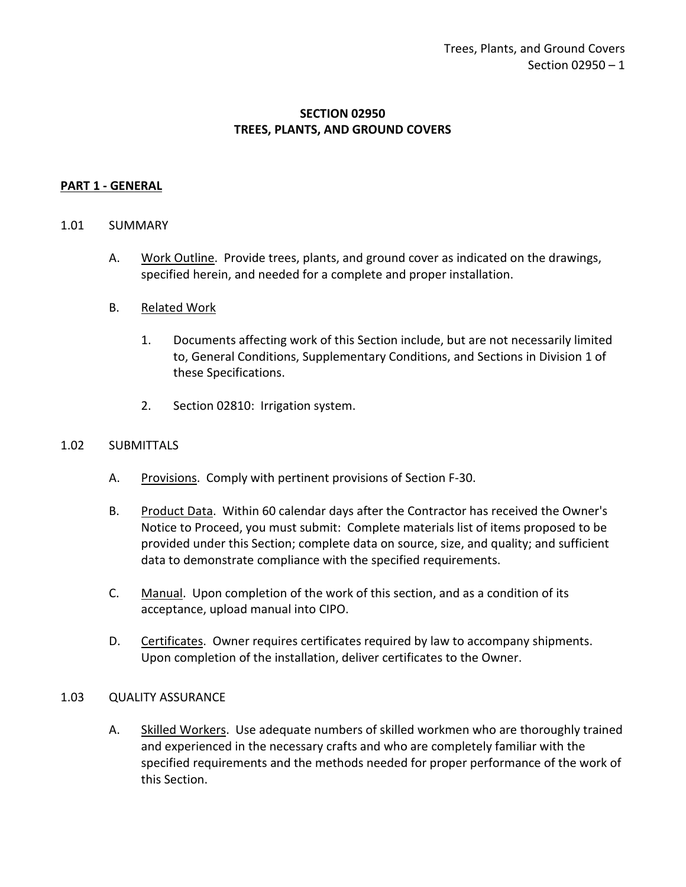# SECTION 02950
# TREES, PLANTS, AND GROUND COVERS

## PART 1 - GENERAL

### 1.01 SUMMARY

A. Work Outline. Provide trees, plants, and ground cover as indicated on the drawings, specified herein, and needed for a complete and proper installation.

B. Related Work

1. Documents affecting work of this Section include, but are not necessarily limited to, General Conditions, Supplementary Conditions, and Sections in Division 1 of these Specifications.

2. Section 02810: Irrigation system.

### 1.02 SUBMITTALS

A. Provisions. Comply with pertinent provisions of Section F-30.

B. Product Data. Within 60 calendar days after the Contractor has received the Owner's Notice to Proceed, you must submit: Complete materials list of items proposed to be provided under this Section; complete data on source, size, and quality; and sufficient data to demonstrate compliance with the specified requirements.

C. Manual. Upon completion of the work of this section, and as a condition of its acceptance, upload manual into CIPO.

D. Certificates. Owner requires certificates required by law to accompany shipments. Upon completion of the installation, deliver certificates to the Owner.

### 1.03 QUALITY ASSURANCE

A. Skilled Workers. Use adequate numbers of skilled workmen who are thoroughly trained and experienced in the necessary crafts and who are completely familiar with the specified requirements and the methods needed for proper performance of the work of this Section.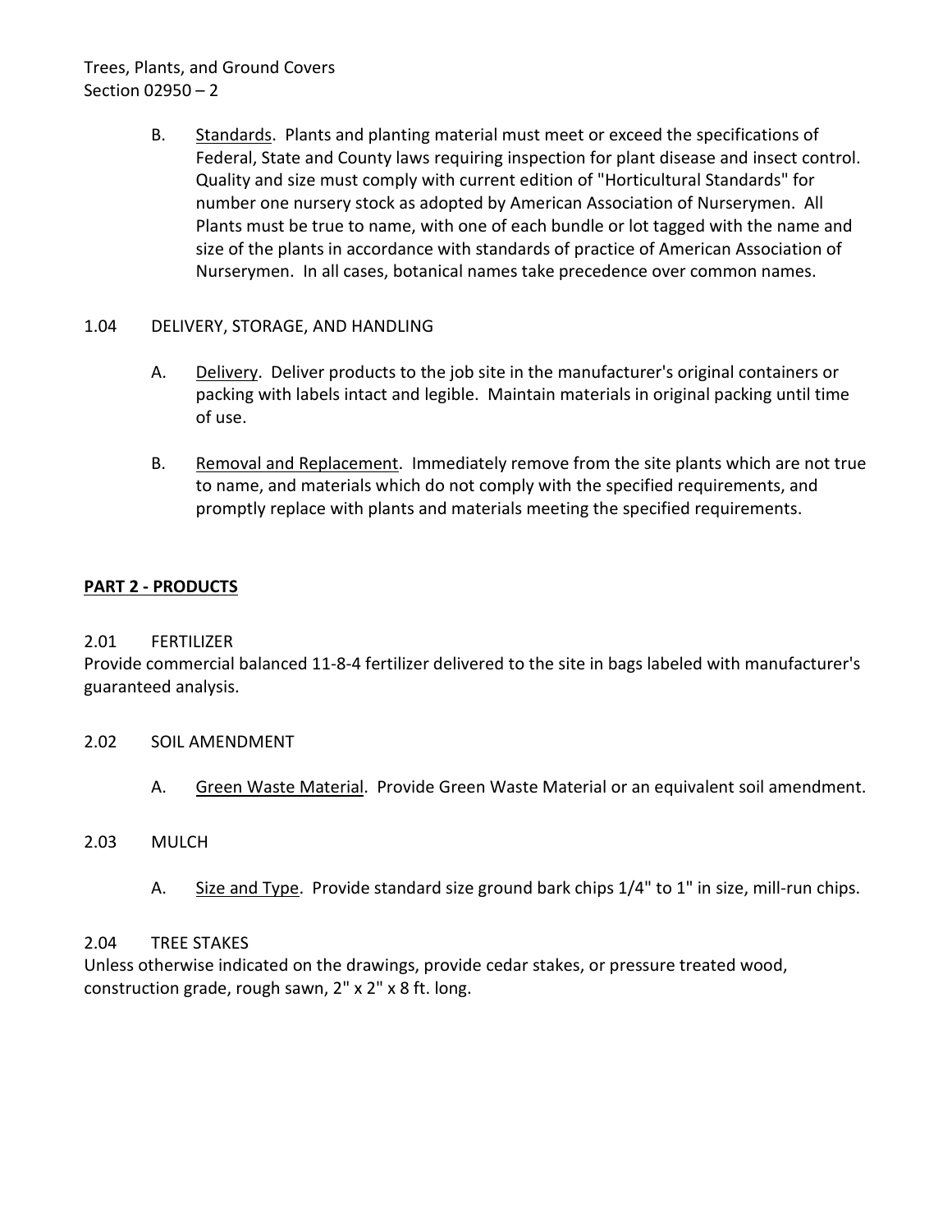B. Standards. Plants and planting material must meet or exceed the specifications of Federal, State and County laws requiring inspection for plant disease and insect control. Quality and size must comply with current edition of "Horticultural Standards" for number one nursery stock as adopted by American Association of Nurserymen. All Plants must be true to name, with one of each bundle or lot tagged with the name and size of the plants in accordance with standards of practice of American Association of Nurserymen. In all cases, botanical names take precedence over common names.

### 1.04 DELIVERY, STORAGE, AND HANDLING

A. Delivery. Deliver products to the job site in the manufacturer's original containers or packing with labels intact and legible. Maintain materials in original packing until time of use.

B. Removal and Replacement. Immediately remove from the site plants which are not true to name, and materials which do not comply with the specified requirements, and promptly replace with plants and materials meeting the specified requirements.

## PART 2 - PRODUCTS

### 2.01 FERTILIZER

Provide commercial balanced 11-8-4 fertilizer delivered to the site in bags labeled with manufacturer's guaranteed analysis.

### 2.02 SOIL AMENDMENT

A. Green Waste Material. Provide Green Waste Material or an equivalent soil amendment.

### 2.03 MULCH

A. Size and Type. Provide standard size ground bark chips 1/4" to 1" in size, mill-run chips.

### 2.04 TREE STAKES

Unless otherwise indicated on the drawings, provide cedar stakes, or pressure treated wood, construction grade, rough sawn, 2" x 2" x 8 ft. long.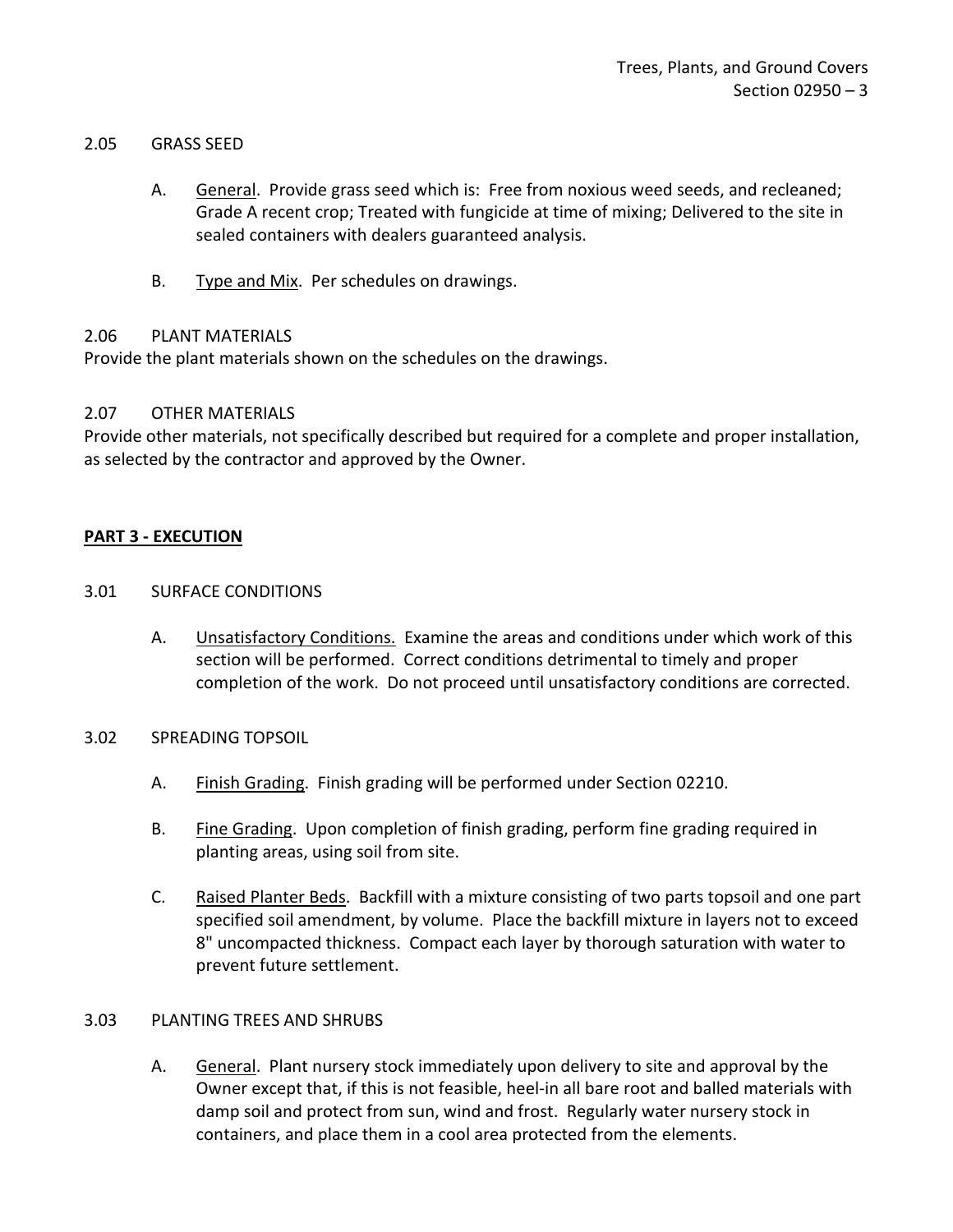### 2.05 GRASS SEED

A. General. Provide grass seed which is: Free from noxious weed seeds, and recleaned; Grade A recent crop; Treated with fungicide at time of mixing; Delivered to the site in sealed containers with dealers guaranteed analysis.

B. Type and Mix. Per schedules on drawings.

### 2.06 PLANT MATERIALS

Provide the plant materials shown on the schedules on the drawings.

### 2.07 OTHER MATERIALS

Provide other materials, not specifically described but required for a complete and proper installation, as selected by the contractor and approved by the Owner.

## PART 3 - EXECUTION

### 3.01 SURFACE CONDITIONS

A. Unsatisfactory Conditions. Examine the areas and conditions under which work of this section will be performed. Correct conditions detrimental to timely and proper completion of the work. Do not proceed until unsatisfactory conditions are corrected.

### 3.02 SPREADING TOPSOIL

A. Finish Grading. Finish grading will be performed under Section 02210.

B. Fine Grading. Upon completion of finish grading, perform fine grading required in planting areas, using soil from site.

C. Raised Planter Beds. Backfill with a mixture consisting of two parts topsoil and one part specified soil amendment, by volume. Place the backfill mixture in layers not to exceed 8" uncompacted thickness. Compact each layer by thorough saturation with water to prevent future settlement.

### 3.03 PLANTING TREES AND SHRUBS

A. General. Plant nursery stock immediately upon delivery to site and approval by the Owner except that, if this is not feasible, heel-in all bare root and balled materials with damp soil and protect from sun, wind and frost. Regularly water nursery stock in containers, and place them in a cool area protected from the elements.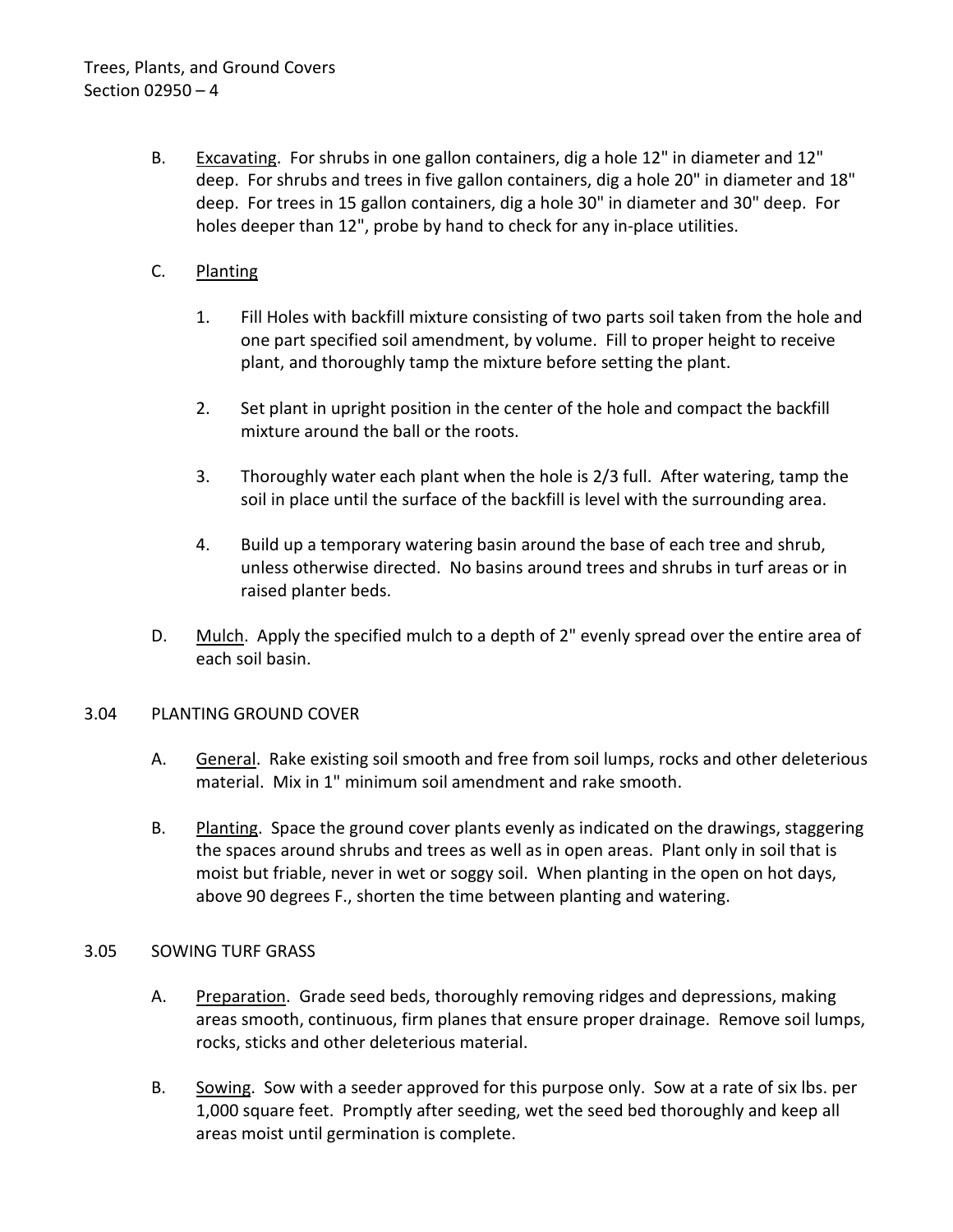B. Excavating. For shrubs in one gallon containers, dig a hole 12" in diameter and 12" deep. For shrubs and trees in five gallon containers, dig a hole 20" in diameter and 18" deep. For trees in 15 gallon containers, dig a hole 30" in diameter and 30" deep. For holes deeper than 12", probe by hand to check for any in-place utilities.

C. Planting

1. Fill Holes with backfill mixture consisting of two parts soil taken from the hole and one part specified soil amendment, by volume. Fill to proper height to receive plant, and thoroughly tamp the mixture before setting the plant.

2. Set plant in upright position in the center of the hole and compact the backfill mixture around the ball or the roots.

3. Thoroughly water each plant when the hole is 2/3 full. After watering, tamp the soil in place until the surface of the backfill is level with the surrounding area.

4. Build up a temporary watering basin around the base of each tree and shrub, unless otherwise directed. No basins around trees and shrubs in turf areas or in raised planter beds.

D. Mulch. Apply the specified mulch to a depth of 2" evenly spread over the entire area of each soil basin.

## 3.04 PLANTING GROUND COVER

A. General. Rake existing soil smooth and free from soil lumps, rocks and other deleterious material. Mix in 1" minimum soil amendment and rake smooth.

B. Planting. Space the ground cover plants evenly as indicated on the drawings, staggering the spaces around shrubs and trees as well as in open areas. Plant only in soil that is moist but friable, never in wet or soggy soil. When planting in the open on hot days, above 90 degrees F., shorten the time between planting and watering.

## 3.05 SOWING TURF GRASS

A. Preparation. Grade seed beds, thoroughly removing ridges and depressions, making areas smooth, continuous, firm planes that ensure proper drainage. Remove soil lumps, rocks, sticks and other deleterious material.

B. Sowing. Sow with a seeder approved for this purpose only. Sow at a rate of six lbs. per 1,000 square feet. Promptly after seeding, wet the seed bed thoroughly and keep all areas moist until germination is complete.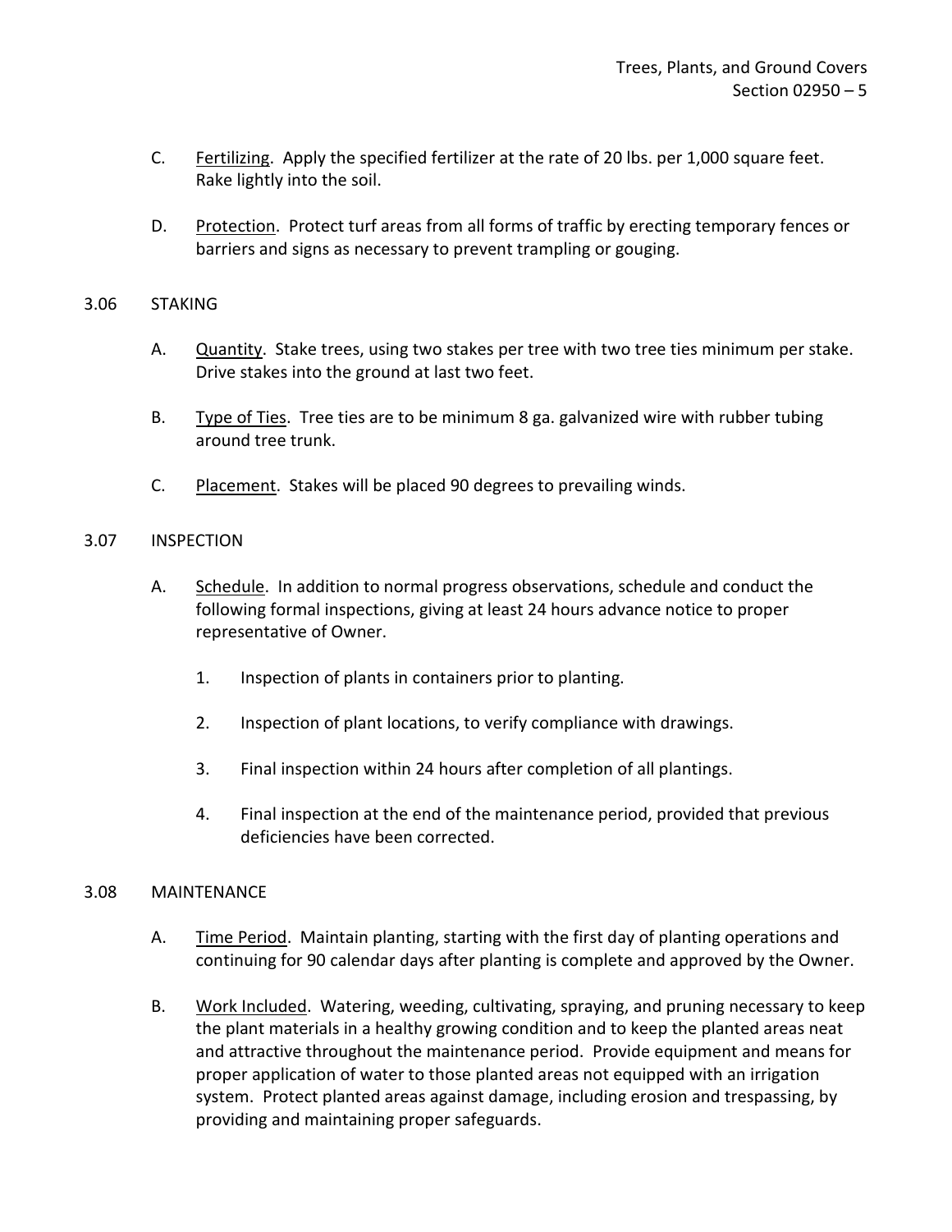C. Fertilizing. Apply the specified fertilizer at the rate of 20 lbs. per 1,000 square feet. Rake lightly into the soil.

D. Protection. Protect turf areas from all forms of traffic by erecting temporary fences or barriers and signs as necessary to prevent trampling or gouging.

## 3.06 STAKING

A. Quantity. Stake trees, using two stakes per tree with two tree ties minimum per stake. Drive stakes into the ground at last two feet.

B. Type of Ties. Tree ties are to be minimum 8 ga. galvanized wire with rubber tubing around tree trunk.

C. Placement. Stakes will be placed 90 degrees to prevailing winds.

## 3.07 INSPECTION

A. Schedule. In addition to normal progress observations, schedule and conduct the following formal inspections, giving at least 24 hours advance notice to proper representative of Owner.

1. Inspection of plants in containers prior to planting.

2. Inspection of plant locations, to verify compliance with drawings.

3. Final inspection within 24 hours after completion of all plantings.

4. Final inspection at the end of the maintenance period, provided that previous deficiencies have been corrected.

## 3.08 MAINTENANCE

A. Time Period. Maintain planting, starting with the first day of planting operations and continuing for 90 calendar days after planting is complete and approved by the Owner.

B. Work Included. Watering, weeding, cultivating, spraying, and pruning necessary to keep the plant materials in a healthy growing condition and to keep the planted areas neat and attractive throughout the maintenance period. Provide equipment and means for proper application of water to those planted areas not equipped with an irrigation system. Protect planted areas against damage, including erosion and trespassing, by providing and maintaining proper safeguards.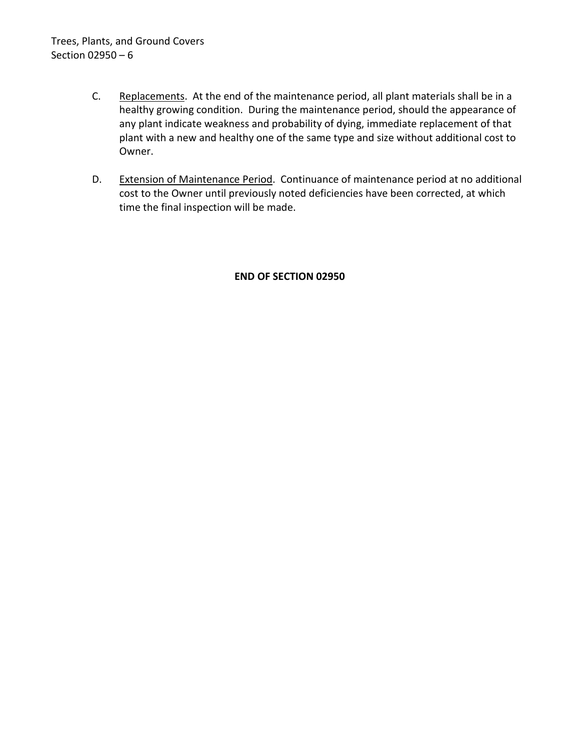C. Replacements. At the end of the maintenance period, all plant materials shall be in a healthy growing condition. During the maintenance period, should the appearance of any plant indicate weakness and probability of dying, immediate replacement of that plant with a new and healthy one of the same type and size without additional cost to Owner.

D. Extension of Maintenance Period. Continuance of maintenance period at no additional cost to the Owner until previously noted deficiencies have been corrected, at which time the final inspection will be made.

**END OF SECTION 02950**